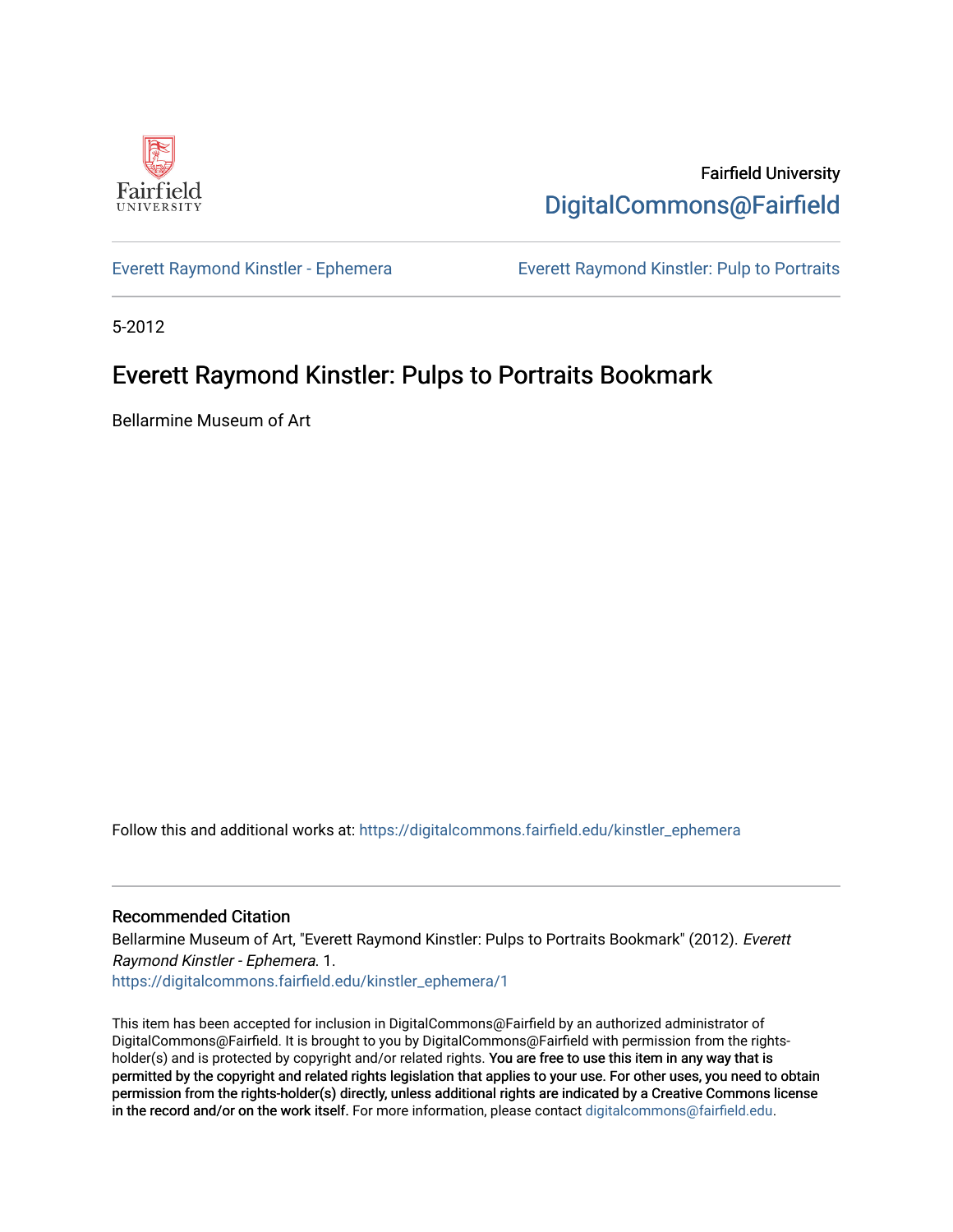Fairfield University

DigitalCommons@Fairfield

Everett Raymond Kinstler - Ephemera

Everett Raymond Kinstler: Pulp to Portraits

5-2012

# Everett Raymond Kinstler: Pulps to Portraits Bookmark

Bellarmine Museum of Art

Follow this and additional works at: https://digitalcommons.fairfield.edu/kinstler_ephemera

## Recommended Citation

Bellarmine Museum of Art, "Everett Raymond Kinstler: Pulps to Portraits Bookmark" (2012). *Everett Raymond Kinstler - Ephemera.* 1.
https://digitalcommons.fairfield.edu/kinstler_ephemera/1

This item has been accepted for inclusion in DigitalCommons@Fairfield by an authorized administrator of DigitalCommons@Fairfield. It is brought to you by DigitalCommons@Fairfield with permission from the rights-holder(s) and is protected by copyright and/or related rights. **You are free to use this item in any way that is permitted by the copyright and related rights legislation that applies to your use. For other uses, you need to obtain permission from the rights-holder(s) directly, unless additional rights are indicated by a Creative Commons license in the record and/or on the work itself.** For more information, please contact digitalcommons@fairfield.edu.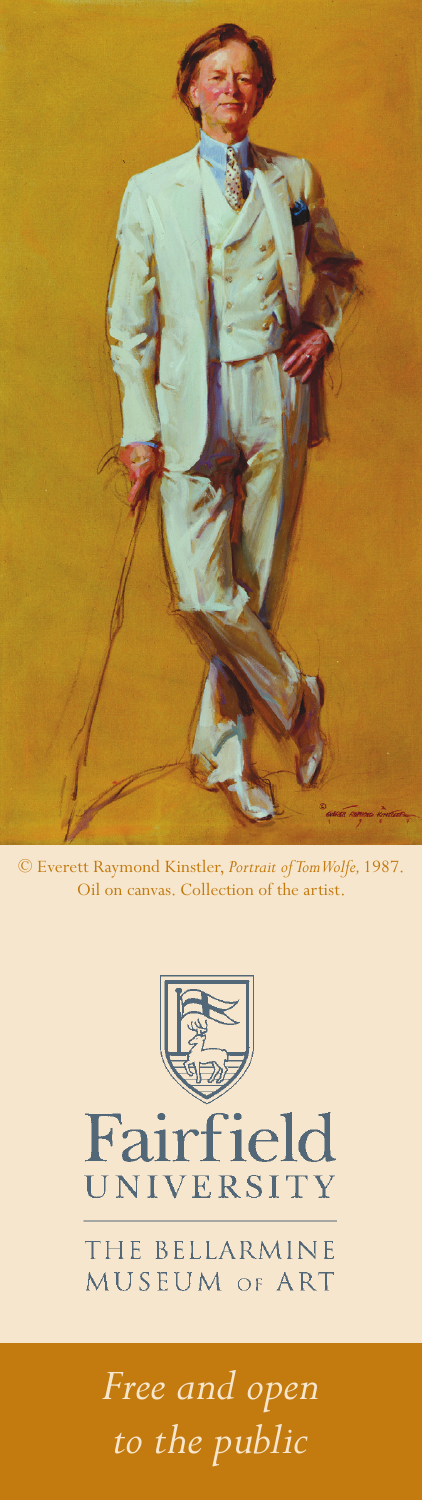© Everett Raymond Kinstler, *Portrait of Tom Wolfe,* 1987.
Oil on canvas. Collection of the artist.

Fairfield
UNIVERSITY

THE BELLARMINE
MUSEUM OF ART

*Free and open to the public*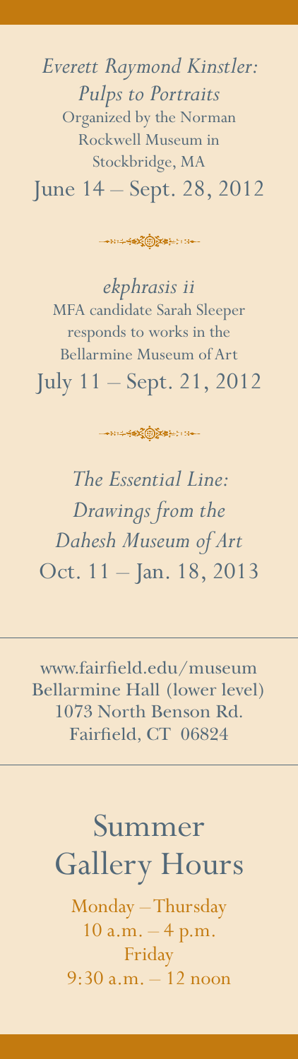*Everett Raymond Kinstler: Pulps to Portraits*

Organized by the Norman Rockwell Museum in Stockbridge, MA

June 14 – Sept. 28, 2012

*ekphrasis ii*

MFA candidate Sarah Sleeper responds to works in the Bellarmine Museum of Art

July 11 – Sept. 21, 2012

*The Essential Line: Drawings from the Dahesh Museum of Art*

Oct. 11 – Jan. 18, 2013

---

www.fairfield.edu/museum
Bellarmine Hall (lower level)
1073 North Benson Rd.
Fairfield, CT 06824

---

# Summer Gallery Hours

Monday – Thursday
10 a.m. – 4 p.m.
Friday
9:30 a.m. – 12 noon